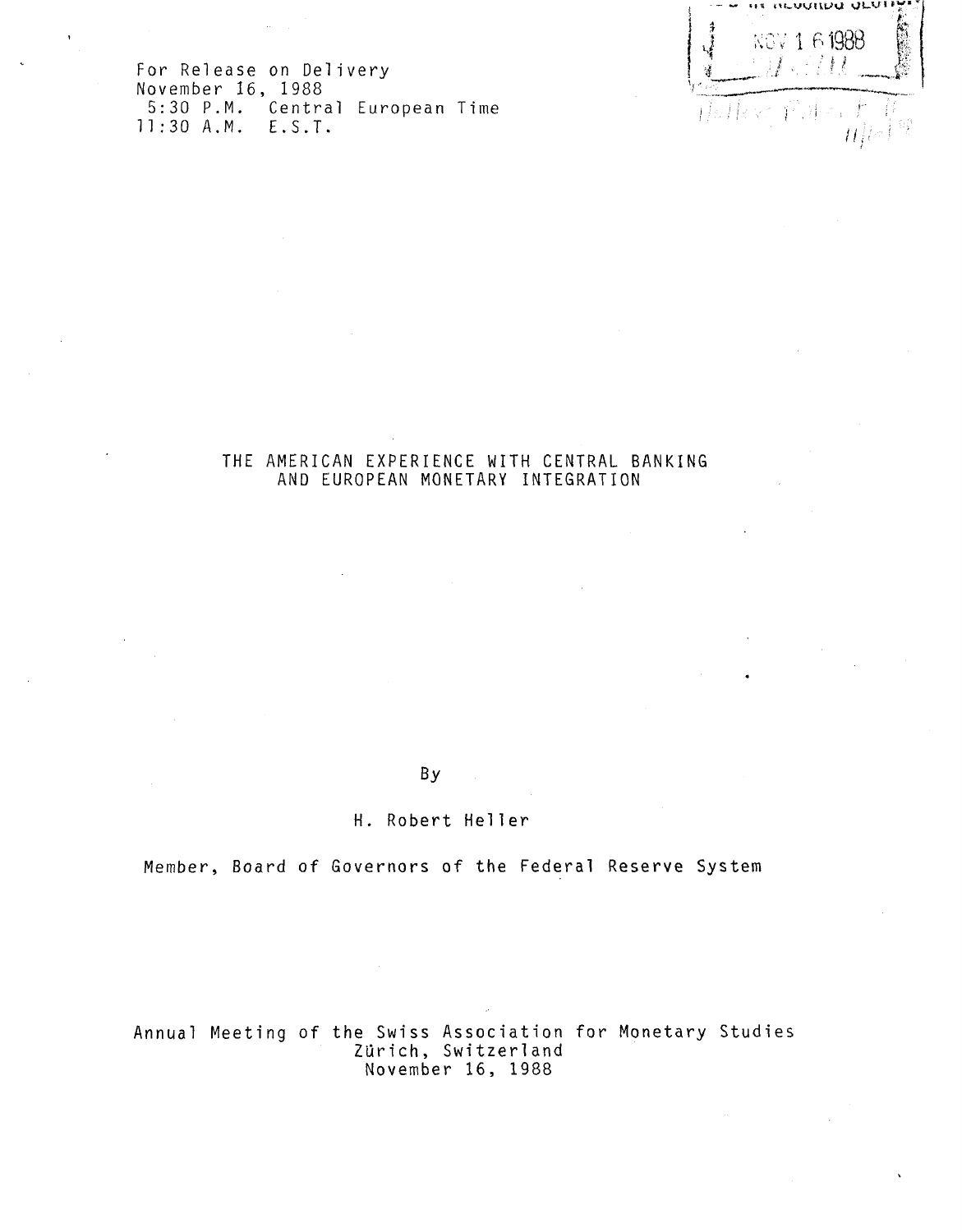For Release on Delivery
November 16, 1988
5:30 P.M. Central European Time
11:30 A.M. E.S.T.

# THE AMERICAN EXPERIENCE WITH CENTRAL BANKING AND EUROPEAN MONETARY INTEGRATION

By

H. Robert Heller

Member, Board of Governors of the Federal Reserve System

Annual Meeting of the Swiss Association for Monetary Studies
Zürich, Switzerland
November 16, 1988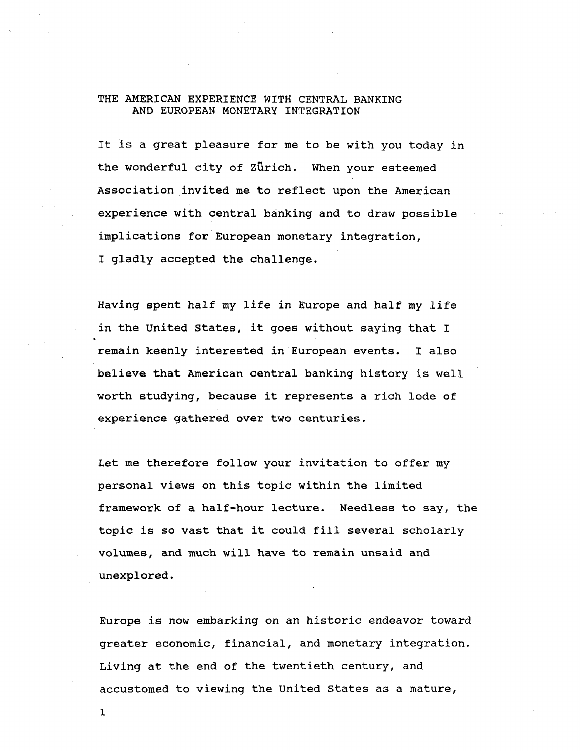# THE AMERICAN EXPERIENCE WITH CENTRAL BANKING AND EUROPEAN MONETARY INTEGRATION

It is a great pleasure for me to be with you today in the wonderful city of Zürich. When your esteemed Association invited me to reflect upon the American experience with central banking and to draw possible implications for European monetary integration, I gladly accepted the challenge.

Having spent half my life in Europe and half my life in the United States, it goes without saying that I remain keenly interested in European events. I also believe that American central banking history is well worth studying, because it represents a rich lode of experience gathered over two centuries.

Let me therefore follow your invitation to offer my personal views on this topic within the limited framework of a half-hour lecture. Needless to say, the topic is so vast that it could fill several scholarly volumes, and much will have to remain unsaid and unexplored.

Europe is now embarking on an historic endeavor toward greater economic, financial, and monetary integration. Living at the end of the twentieth century, and accustomed to viewing the United States as a mature,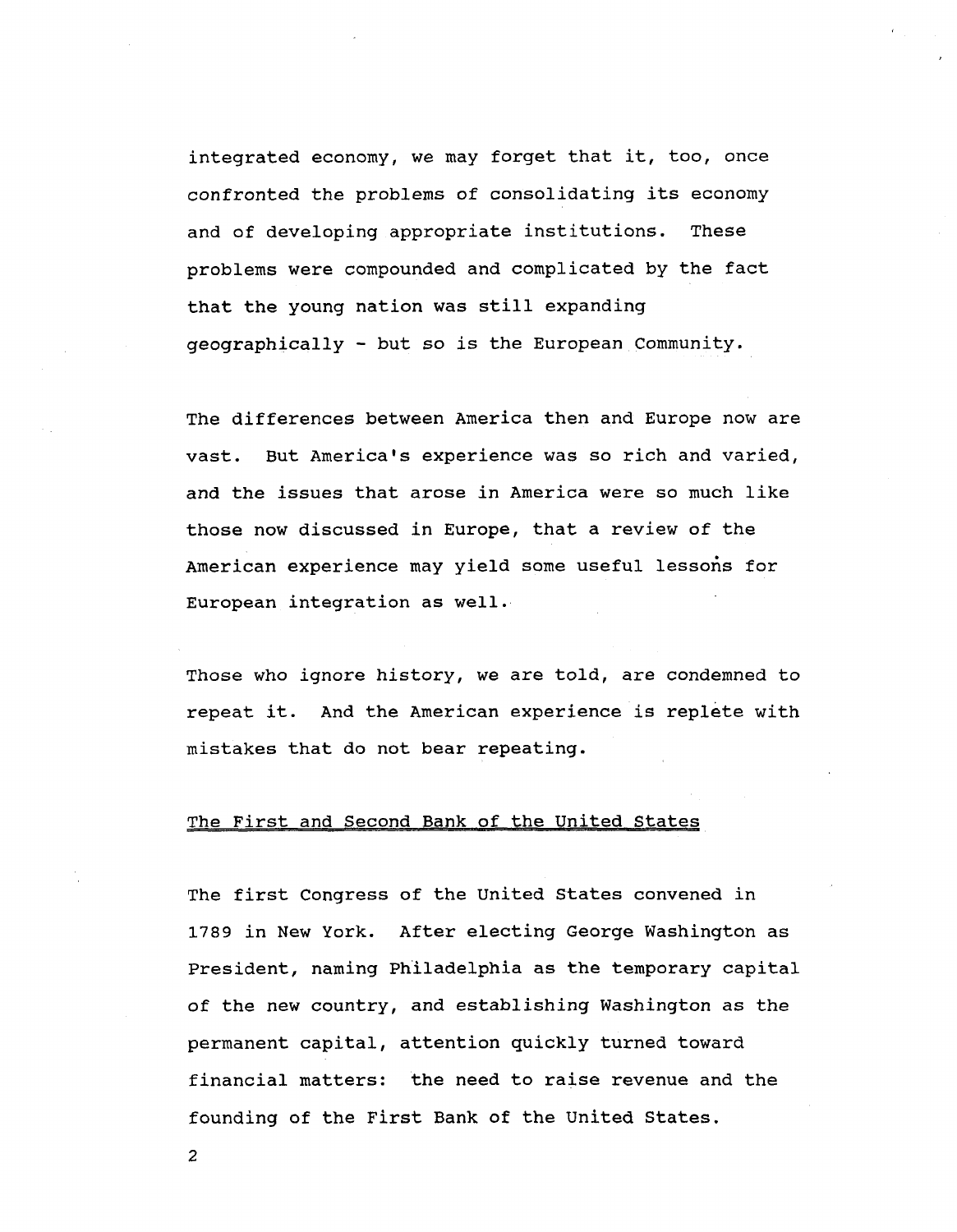integrated economy, we may forget that it, too, once confronted the problems of consolidating its economy and of developing appropriate institutions. These problems were compounded and complicated by the fact that the young nation was still expanding geographically - but so is the European Community.

The differences between America then and Europe now are vast. But America's experience was so rich and varied, and the issues that arose in America were so much like those now discussed in Europe, that a review of the American experience may yield some useful lessons for European integration as well.

Those who ignore history, we are told, are condemned to repeat it. And the American experience is replete with mistakes that do not bear repeating.

## The First and Second Bank of the United States

The first Congress of the United States convened in 1789 in New York. After electing George Washington as President, naming Philadelphia as the temporary capital of the new country, and establishing Washington as the permanent capital, attention quickly turned toward financial matters: the need to raise revenue and the founding of the First Bank of the United States.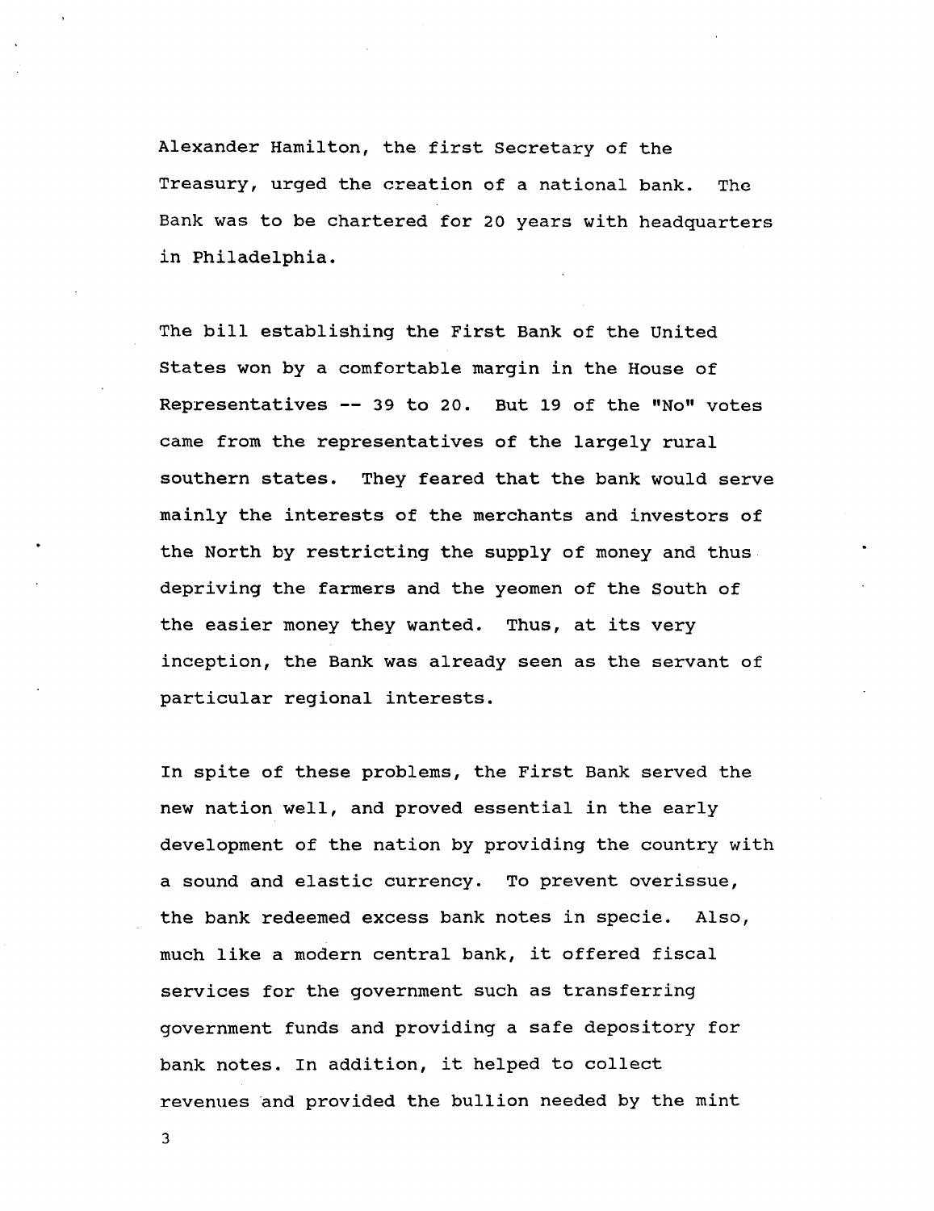Alexander Hamilton, the first Secretary of the Treasury, urged the creation of a national bank. The Bank was to be chartered for 20 years with headquarters in Philadelphia.

The bill establishing the First Bank of the United States won by a comfortable margin in the House of Representatives -- 39 to 20. But 19 of the "No" votes came from the representatives of the largely rural southern states. They feared that the bank would serve mainly the interests of the merchants and investors of the North by restricting the supply of money and thus depriving the farmers and the yeomen of the South of the easier money they wanted. Thus, at its very inception, the Bank was already seen as the servant of particular regional interests.

In spite of these problems, the First Bank served the new nation well, and proved essential in the early development of the nation by providing the country with a sound and elastic currency. To prevent overissue, the bank redeemed excess bank notes in specie. Also, much like a modern central bank, it offered fiscal services for the government such as transferring government funds and providing a safe depository for bank notes. In addition, it helped to collect revenues and provided the bullion needed by the mint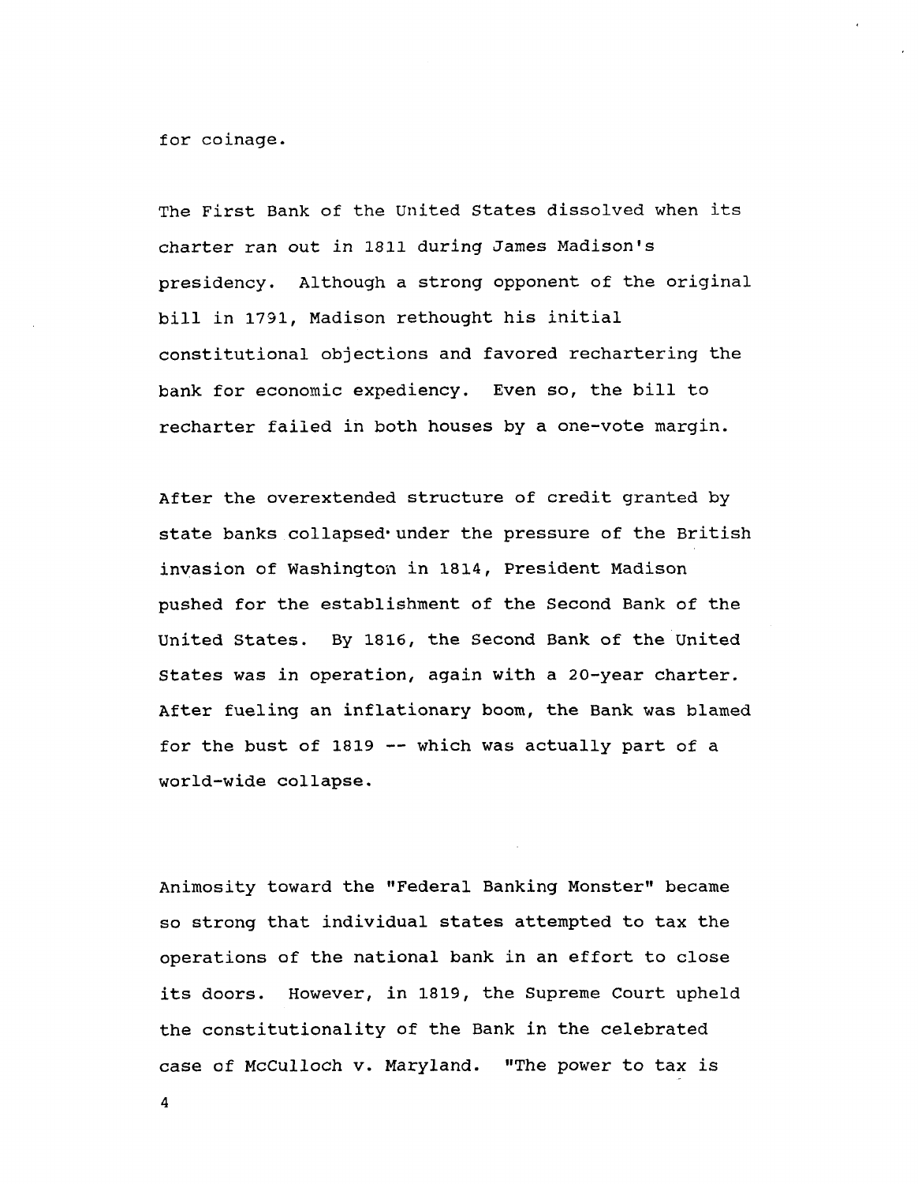for coinage.

The First Bank of the United States dissolved when its charter ran out in 1811 during James Madison's presidency. Although a strong opponent of the original bill in 1791, Madison rethought his initial constitutional objections and favored rechartering the bank for economic expediency. Even so, the bill to recharter failed in both houses by a one-vote margin.

After the overextended structure of credit granted by state banks collapsed under the pressure of the British invasion of Washington in 1814, President Madison pushed for the establishment of the Second Bank of the United States. By 1816, the Second Bank of the United States was in operation, again with a 20-year charter. After fueling an inflationary boom, the Bank was blamed for the bust of 1819 -- which was actually part of a world-wide collapse.

Animosity toward the "Federal Banking Monster" became so strong that individual states attempted to tax the operations of the national bank in an effort to close its doors. However, in 1819, the Supreme Court upheld the constitutionality of the Bank in the celebrated case of McCulloch v. Maryland. "The power to tax is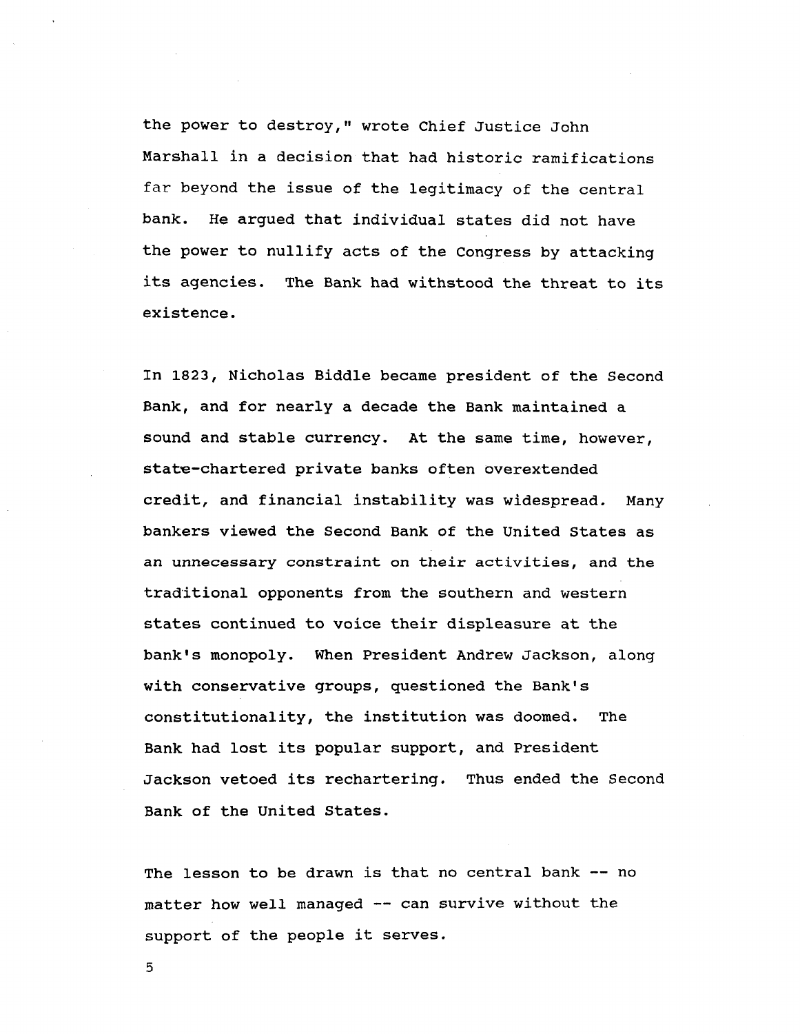the power to destroy," wrote Chief Justice John Marshall in a decision that had historic ramifications far beyond the issue of the legitimacy of the central bank. He argued that individual states did not have the power to nullify acts of the Congress by attacking its agencies. The Bank had withstood the threat to its existence.

In 1823, Nicholas Biddle became president of the Second Bank, and for nearly a decade the Bank maintained a sound and stable currency. At the same time, however, state-chartered private banks often overextended credit, and financial instability was widespread. Many bankers viewed the Second Bank of the United States as an unnecessary constraint on their activities, and the traditional opponents from the southern and western states continued to voice their displeasure at the bank's monopoly. When President Andrew Jackson, along with conservative groups, questioned the Bank's constitutionality, the institution was doomed. The Bank had lost its popular support, and President Jackson vetoed its rechartering. Thus ended the Second Bank of the United States.

The lesson to be drawn is that no central bank -- no matter how well managed -- can survive without the support of the people it serves.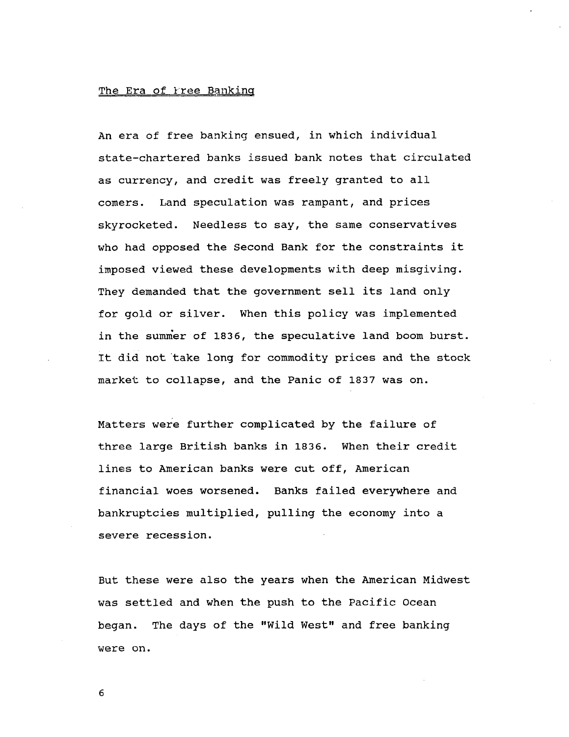## The Era of Free Banking

An era of free banking ensued, in which individual state-chartered banks issued bank notes that circulated as currency, and credit was freely granted to all comers. Land speculation was rampant, and prices skyrocketed. Needless to say, the same conservatives who had opposed the Second Bank for the constraints it imposed viewed these developments with deep misgiving. They demanded that the government sell its land only for gold or silver. When this policy was implemented in the summer of 1836, the speculative land boom burst. It did not take long for commodity prices and the stock market to collapse, and the Panic of 1837 was on.

Matters were further complicated by the failure of three large British banks in 1836. When their credit lines to American banks were cut off, American financial woes worsened. Banks failed everywhere and bankruptcies multiplied, pulling the economy into a severe recession.

But these were also the years when the American Midwest was settled and when the push to the Pacific Ocean began. The days of the "Wild West" and free banking were on.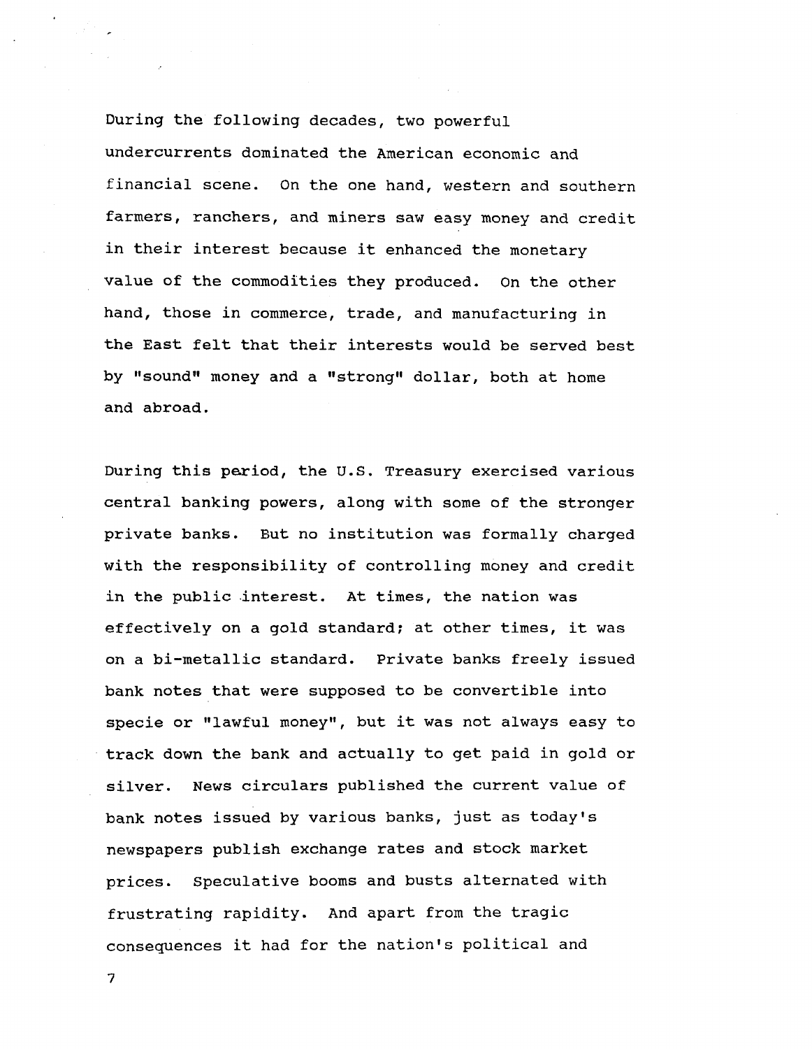During the following decades, two powerful undercurrents dominated the American economic and financial scene. On the one hand, western and southern farmers, ranchers, and miners saw easy money and credit in their interest because it enhanced the monetary value of the commodities they produced. On the other hand, those in commerce, trade, and manufacturing in the East felt that their interests would be served best by "sound" money and a "strong" dollar, both at home and abroad.

During this period, the U.S. Treasury exercised various central banking powers, along with some of the stronger private banks. But no institution was formally charged with the responsibility of controlling money and credit in the public interest. At times, the nation was effectively on a gold standard; at other times, it was on a bi-metallic standard. Private banks freely issued bank notes that were supposed to be convertible into specie or "lawful money", but it was not always easy to track down the bank and actually to get paid in gold or silver. News circulars published the current value of bank notes issued by various banks, just as today's newspapers publish exchange rates and stock market prices. Speculative booms and busts alternated with frustrating rapidity. And apart from the tragic consequences it had for the nation's political and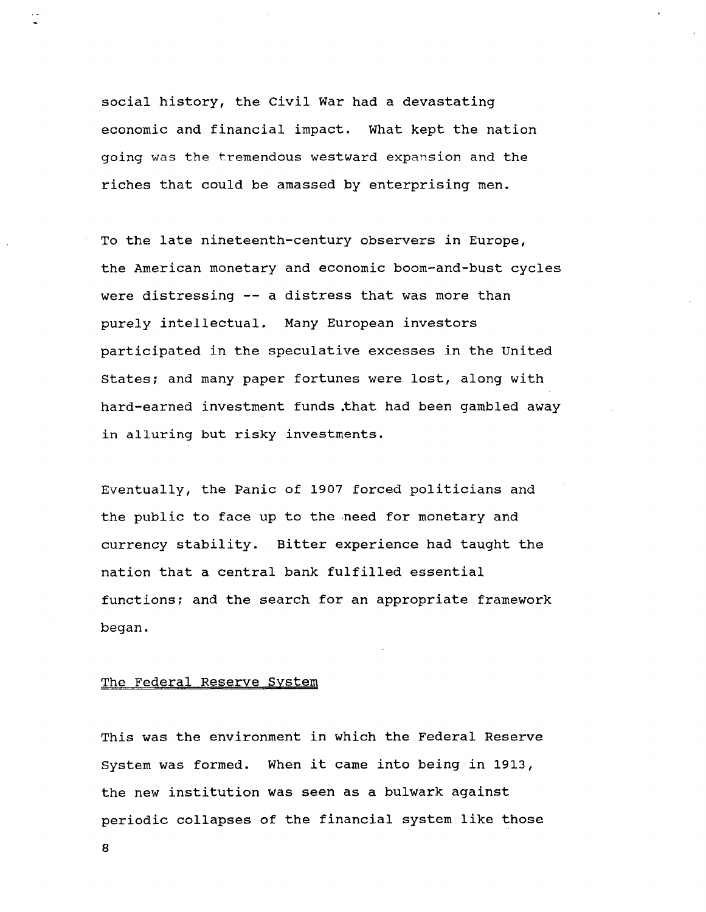social history, the Civil War had a devastating economic and financial impact. What kept the nation going was the tremendous westward expansion and the riches that could be amassed by enterprising men.

To the late nineteenth-century observers in Europe, the American monetary and economic boom-and-bust cycles were distressing -- a distress that was more than purely intellectual. Many European investors participated in the speculative excesses in the United States; and many paper fortunes were lost, along with hard-earned investment funds that had been gambled away in alluring but risky investments.

Eventually, the Panic of 1907 forced politicians and the public to face up to the need for monetary and currency stability. Bitter experience had taught the nation that a central bank fulfilled essential functions; and the search for an appropriate framework began.

## The Federal Reserve System

This was the environment in which the Federal Reserve System was formed. When it came into being in 1913, the new institution was seen as a bulwark against periodic collapses of the financial system like those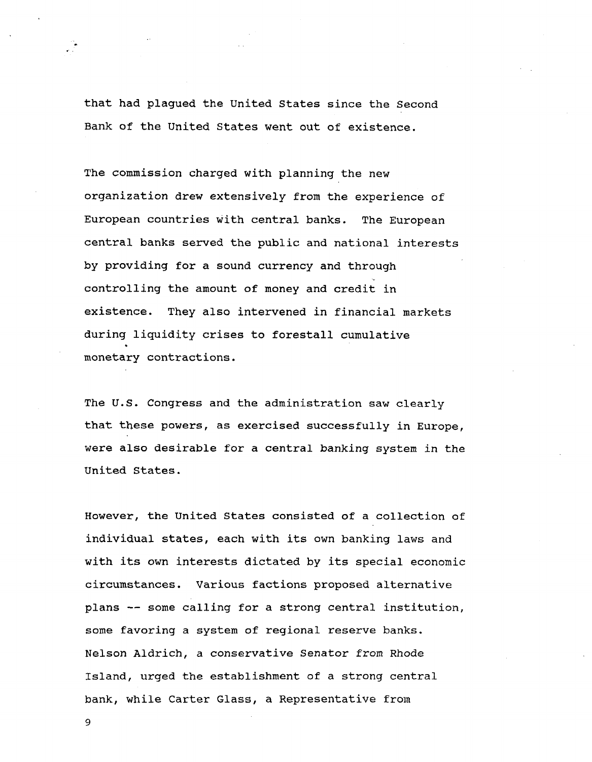that had plagued the United States since the Second Bank of the United States went out of existence.

The commission charged with planning the new organization drew extensively from the experience of European countries with central banks. The European central banks served the public and national interests by providing for a sound currency and through controlling the amount of money and credit in existence. They also intervened in financial markets during liquidity crises to forestall cumulative monetary contractions.

The U.S. Congress and the administration saw clearly that these powers, as exercised successfully in Europe, were also desirable for a central banking system in the United States.

However, the United States consisted of a collection of individual states, each with its own banking laws and with its own interests dictated by its special economic circumstances. Various factions proposed alternative plans -- some calling for a strong central institution, some favoring a system of regional reserve banks. Nelson Aldrich, a conservative Senator from Rhode Island, urged the establishment of a strong central bank, while Carter Glass, a Representative from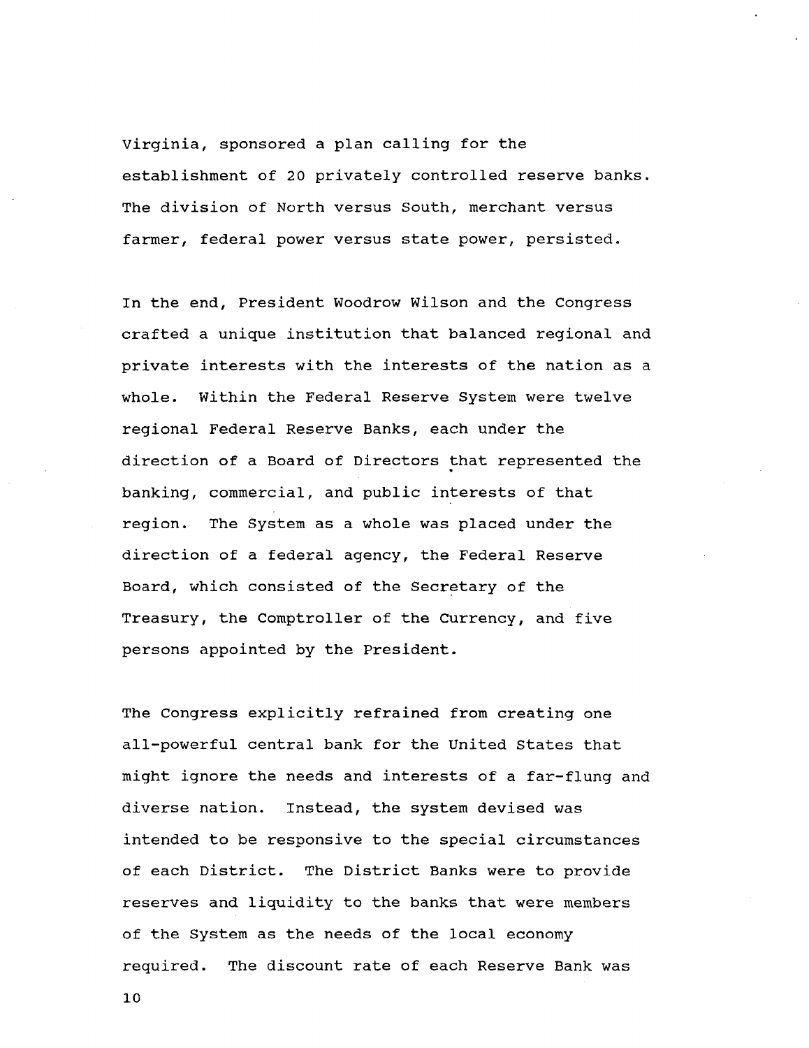Virginia, sponsored a plan calling for the establishment of 20 privately controlled reserve banks. The division of North versus South, merchant versus farmer, federal power versus state power, persisted.

In the end, President Woodrow Wilson and the Congress crafted a unique institution that balanced regional and private interests with the interests of the nation as a whole. Within the Federal Reserve System were twelve regional Federal Reserve Banks, each under the direction of a Board of Directors that represented the banking, commercial, and public interests of that region. The System as a whole was placed under the direction of a federal agency, the Federal Reserve Board, which consisted of the Secretary of the Treasury, the Comptroller of the Currency, and five persons appointed by the President.

The Congress explicitly refrained from creating one all-powerful central bank for the United States that might ignore the needs and interests of a far-flung and diverse nation. Instead, the system devised was intended to be responsive to the special circumstances of each District. The District Banks were to provide reserves and liquidity to the banks that were members of the System as the needs of the local economy required. The discount rate of each Reserve Bank was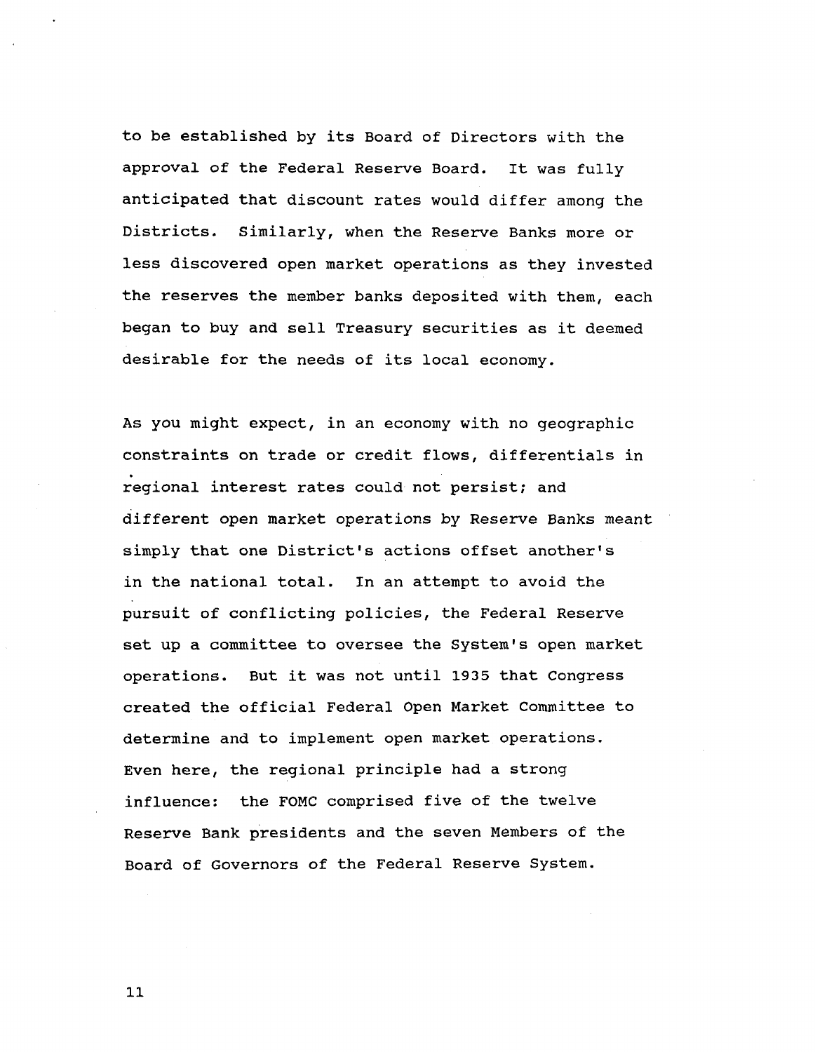to be established by its Board of Directors with the approval of the Federal Reserve Board. It was fully anticipated that discount rates would differ among the Districts. Similarly, when the Reserve Banks more or less discovered open market operations as they invested the reserves the member banks deposited with them, each began to buy and sell Treasury securities as it deemed desirable for the needs of its local economy.

As you might expect, in an economy with no geographic constraints on trade or credit flows, differentials in regional interest rates could not persist; and different open market operations by Reserve Banks meant simply that one District's actions offset another's in the national total. In an attempt to avoid the pursuit of conflicting policies, the Federal Reserve set up a committee to oversee the System's open market operations. But it was not until 1935 that Congress created the official Federal Open Market Committee to determine and to implement open market operations. Even here, the regional principle had a strong influence: the FOMC comprised five of the twelve Reserve Bank presidents and the seven Members of the Board of Governors of the Federal Reserve System.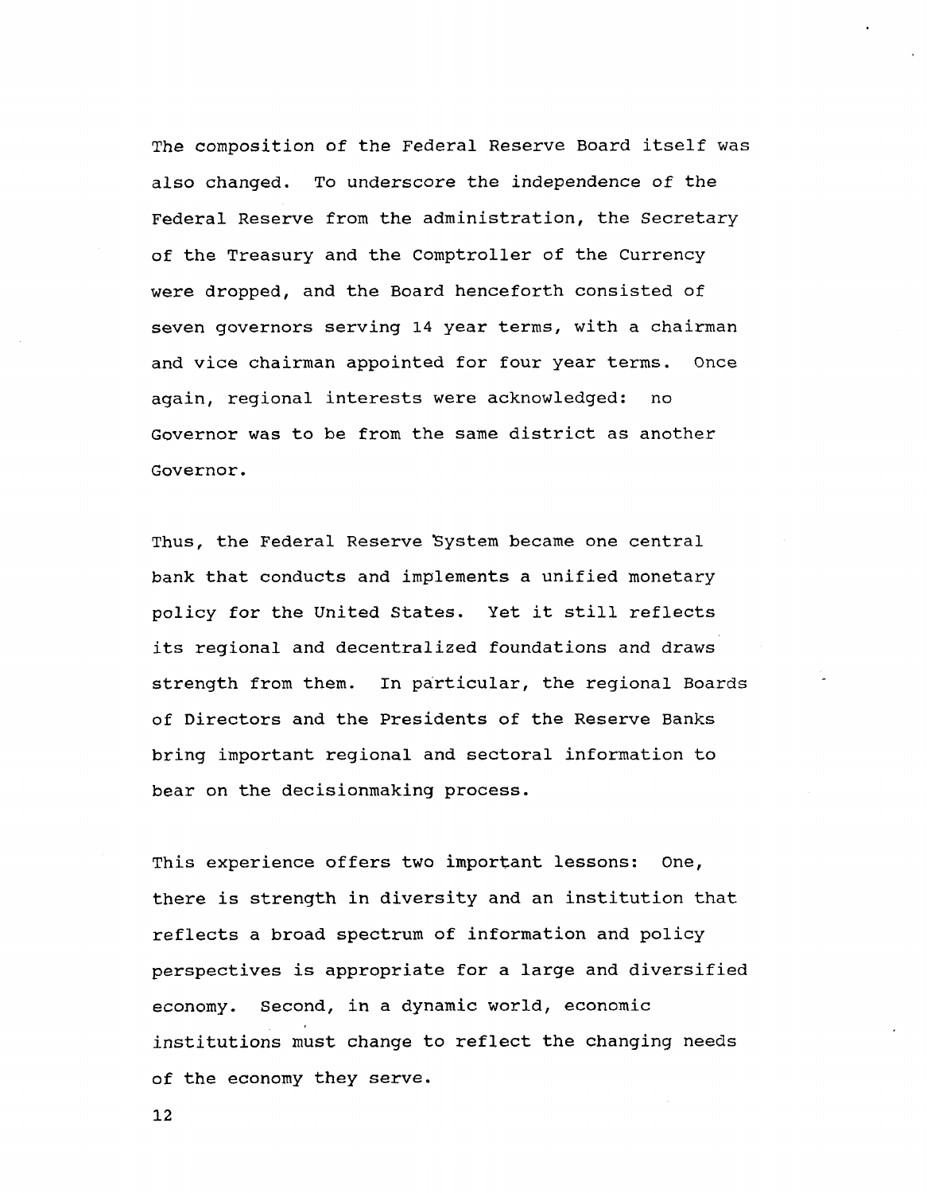The composition of the Federal Reserve Board itself was also changed. To underscore the independence of the Federal Reserve from the administration, the Secretary of the Treasury and the Comptroller of the Currency were dropped, and the Board henceforth consisted of seven governors serving 14 year terms, with a chairman and vice chairman appointed for four year terms. Once again, regional interests were acknowledged: no Governor was to be from the same district as another Governor.

Thus, the Federal Reserve System became one central bank that conducts and implements a unified monetary policy for the United States. Yet it still reflects its regional and decentralized foundations and draws strength from them. In particular, the regional Boards of Directors and the Presidents of the Reserve Banks bring important regional and sectoral information to bear on the decisionmaking process.

This experience offers two important lessons: One, there is strength in diversity and an institution that reflects a broad spectrum of information and policy perspectives is appropriate for a large and diversified economy. Second, in a dynamic world, economic institutions must change to reflect the changing needs of the economy they serve.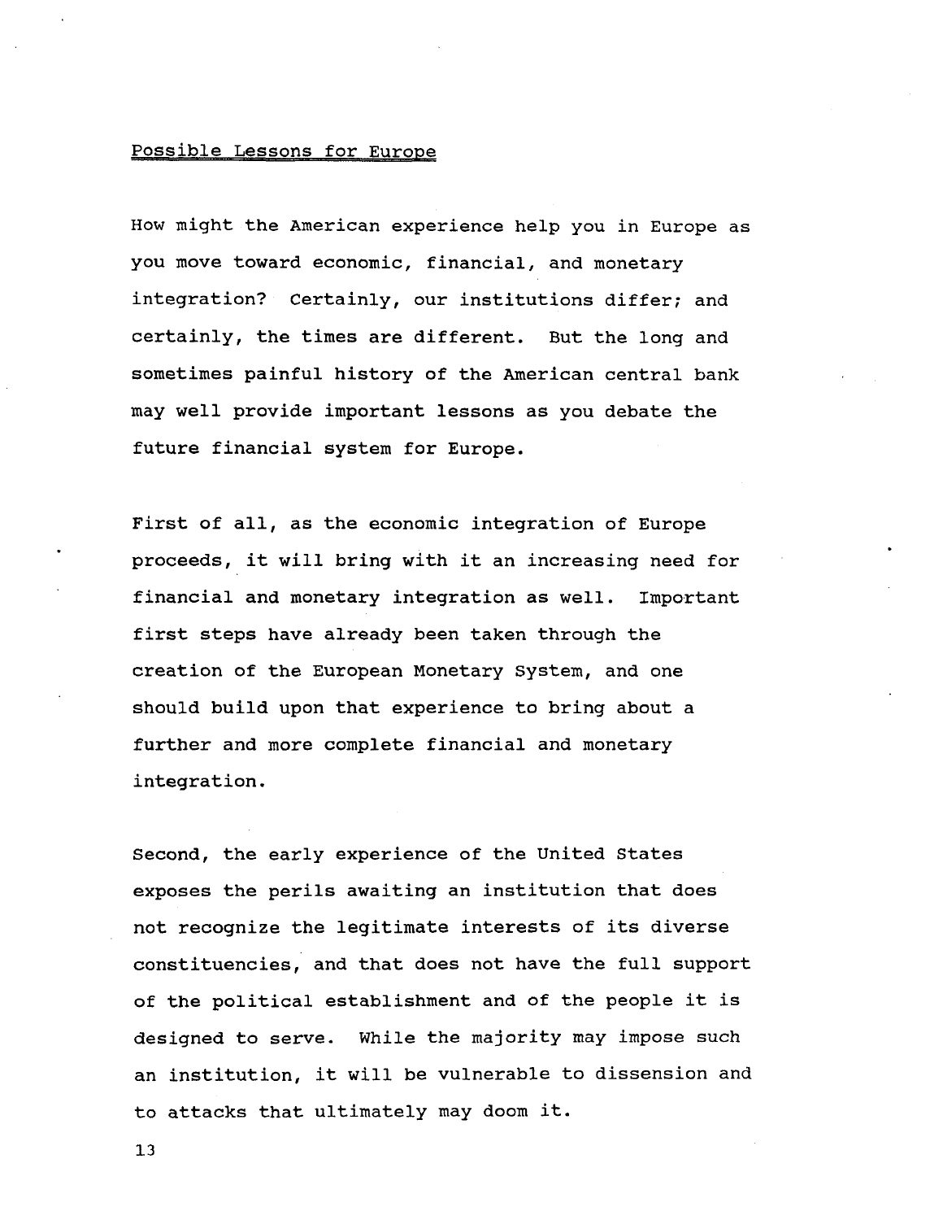## Possible Lessons for Europe

How might the American experience help you in Europe as you move toward economic, financial, and monetary integration? Certainly, our institutions differ; and certainly, the times are different. But the long and sometimes painful history of the American central bank may well provide important lessons as you debate the future financial system for Europe.

First of all, as the economic integration of Europe proceeds, it will bring with it an increasing need for financial and monetary integration as well. Important first steps have already been taken through the creation of the European Monetary System, and one should build upon that experience to bring about a further and more complete financial and monetary integration.

Second, the early experience of the United States exposes the perils awaiting an institution that does not recognize the legitimate interests of its diverse constituencies, and that does not have the full support of the political establishment and of the people it is designed to serve. While the majority may impose such an institution, it will be vulnerable to dissension and to attacks that ultimately may doom it.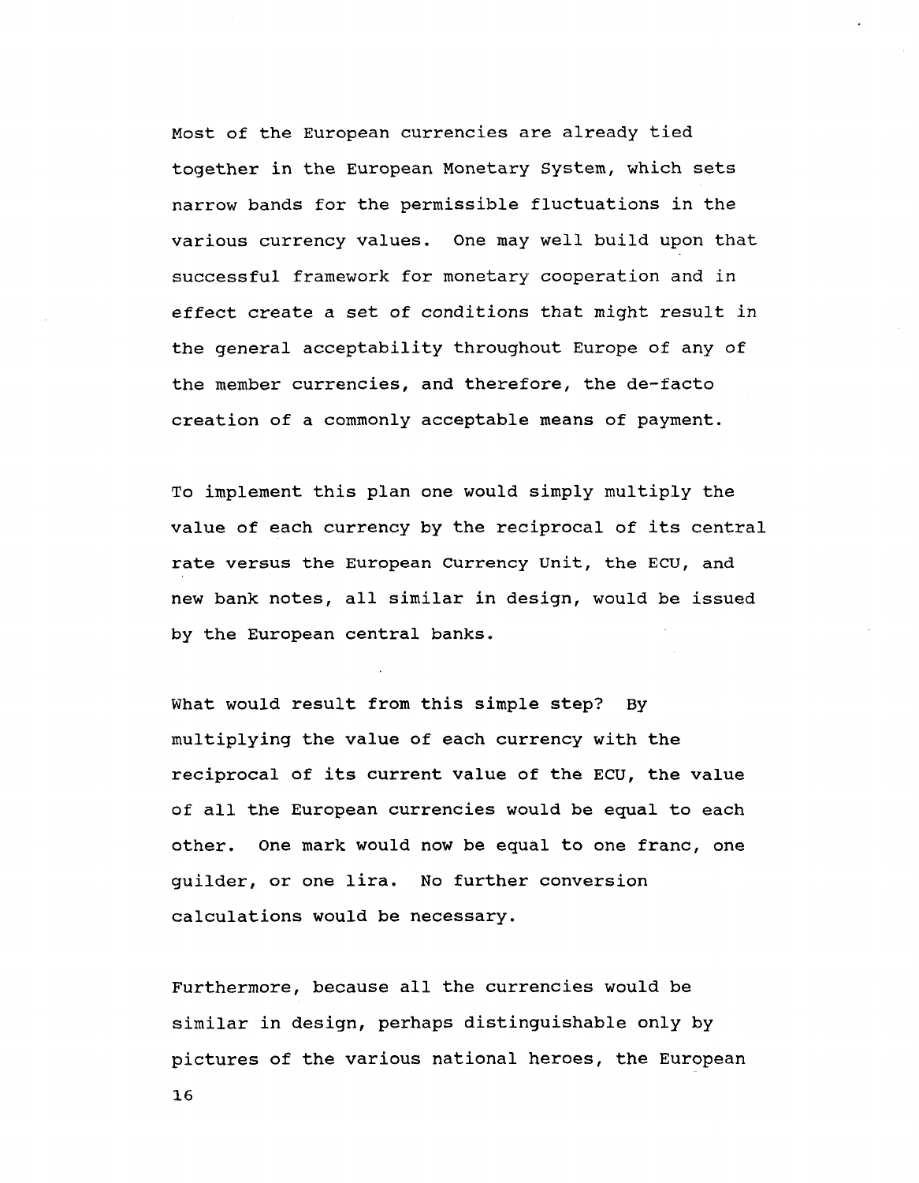Most of the European currencies are already tied together in the European Monetary System, which sets narrow bands for the permissible fluctuations in the various currency values. One may well build upon that successful framework for monetary cooperation and in effect create a set of conditions that might result in the general acceptability throughout Europe of any of the member currencies, and therefore, the de-facto creation of a commonly acceptable means of payment.

To implement this plan one would simply multiply the value of each currency by the reciprocal of its central rate versus the European Currency Unit, the ECU, and new bank notes, all similar in design, would be issued by the European central banks.

What would result from this simple step? By multiplying the value of each currency with the reciprocal of its current value of the ECU, the value of all the European currencies would be equal to each other. One mark would now be equal to one franc, one guilder, or one lira. No further conversion calculations would be necessary.

Furthermore, because all the currencies would be similar in design, perhaps distinguishable only by pictures of the various national heroes, the European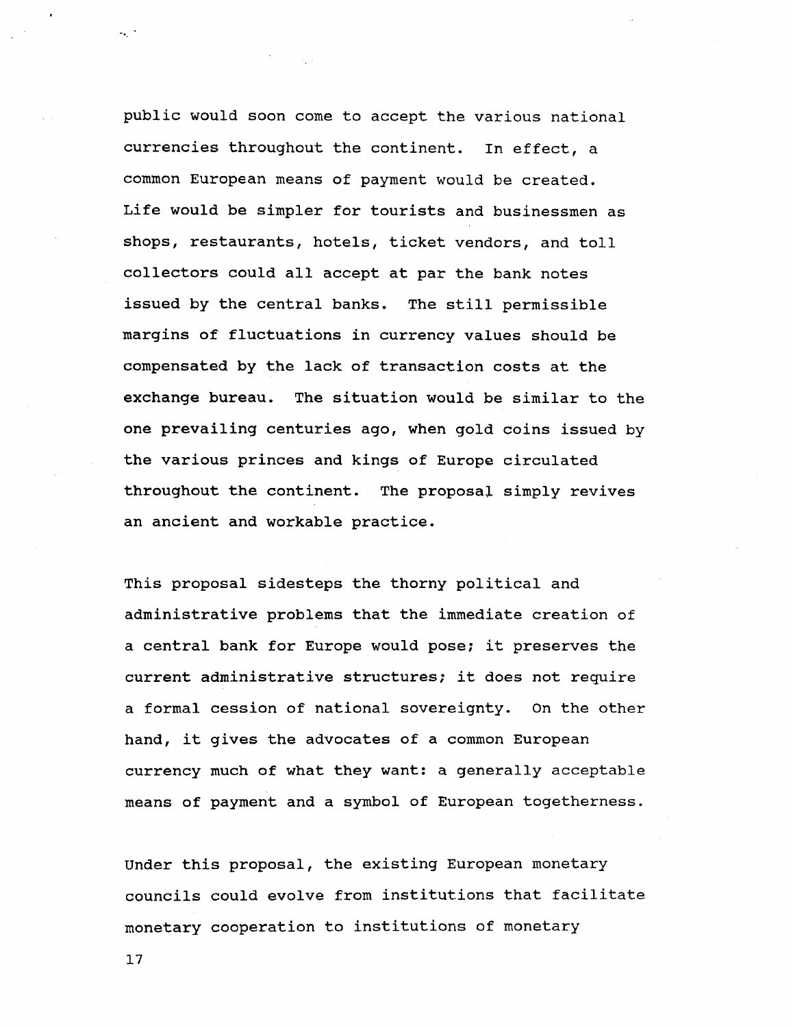public would soon come to accept the various national currencies throughout the continent. In effect, a common European means of payment would be created. Life would be simpler for tourists and businessmen as shops, restaurants, hotels, ticket vendors, and toll collectors could all accept at par the bank notes issued by the central banks. The still permissible margins of fluctuations in currency values should be compensated by the lack of transaction costs at the exchange bureau. The situation would be similar to the one prevailing centuries ago, when gold coins issued by the various princes and kings of Europe circulated throughout the continent. The proposal simply revives an ancient and workable practice.

This proposal sidesteps the thorny political and administrative problems that the immediate creation of a central bank for Europe would pose; it preserves the current administrative structures; it does not require a formal cession of national sovereignty. On the other hand, it gives the advocates of a common European currency much of what they want: a generally acceptable means of payment and a symbol of European togetherness.

Under this proposal, the existing European monetary councils could evolve from institutions that facilitate monetary cooperation to institutions of monetary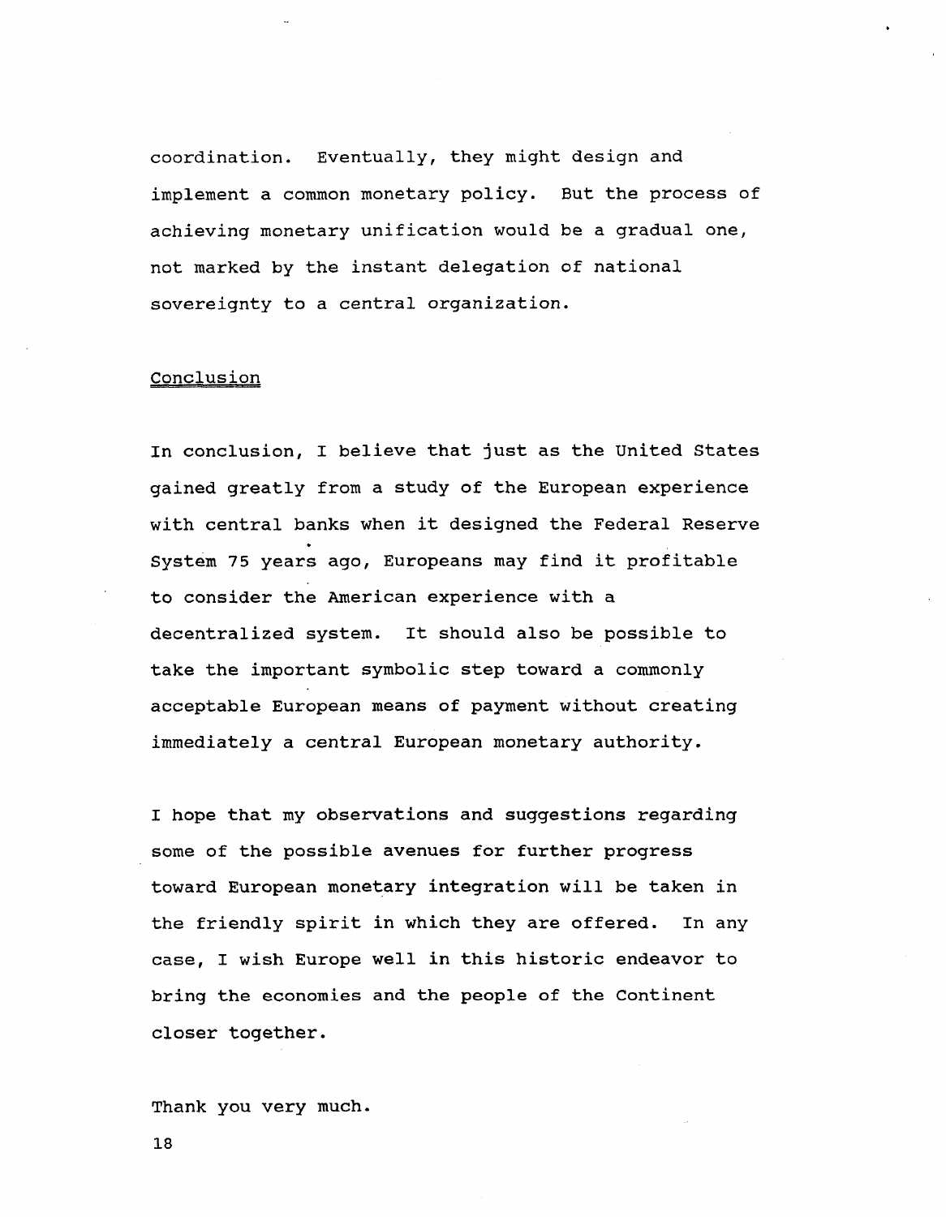coordination. Eventually, they might design and implement a common monetary policy. But the process of achieving monetary unification would be a gradual one, not marked by the instant delegation of national sovereignty to a central organization.

## Conclusion

In conclusion, I believe that just as the United States gained greatly from a study of the European experience with central banks when it designed the Federal Reserve System 75 years ago, Europeans may find it profitable to consider the American experience with a decentralized system. It should also be possible to take the important symbolic step toward a commonly acceptable European means of payment without creating immediately a central European monetary authority.

I hope that my observations and suggestions regarding some of the possible avenues for further progress toward European monetary integration will be taken in the friendly spirit in which they are offered. In any case, I wish Europe well in this historic endeavor to bring the economies and the people of the Continent closer together.

Thank you very much.